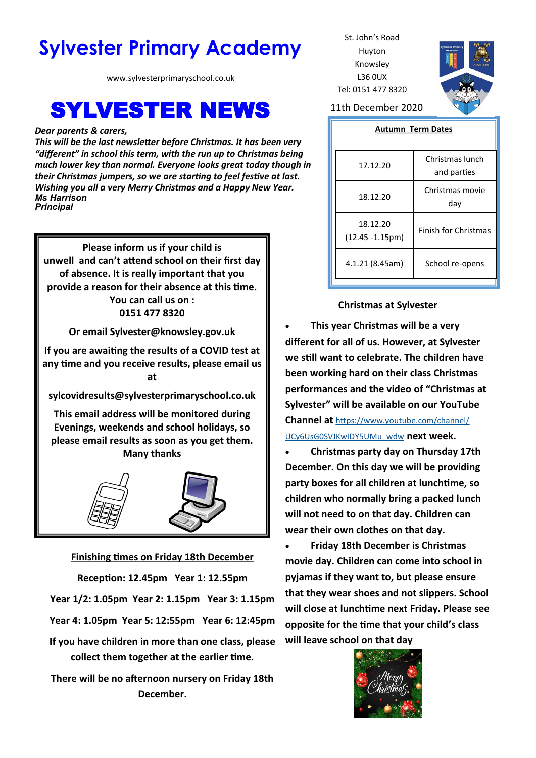# Sylvester Primary Academy

www.sylvesterprimaryschool.co.uk

St. John's Road
Huyton
Knowsley
L36 0UX
Tel: 0151 477 8320

# SYLVESTER NEWS

11th December 2020

***Dear parents & carers,***
***This will be the last newsletter before Christmas. It has been very "different" in school this term, with the run up to Christmas being much lower key than normal. Everyone looks great today though in their Christmas jumpers, so we are starting to feel festive at last. Wishing you all a very Merry Christmas and a Happy New Year.***
***Ms Harrison***
***Principal***

**Please inform us if your child is unwell and can't attend school on their first day of absence. It is really important that you provide a reason for their absence at this time. You can call us on : 0151 477 8320**

**Or email Sylvester@knowsley.gov.uk**

**If you are awaiting the results of a COVID test at any time and you receive results, please email us at**

**sylcovidresults@sylvesterprimaryschool.co.uk**

**This email address will be monitored during Evenings, weekends and school holidays, so please email results as soon as you get them. Many thanks**

**Autumn Term Dates**

| Date | Event |
|---|---|
| 17.12.20 | Christmas lunch and parties |
| 18.12.20 | Christmas movie day |
| 18.12.20 (12.45 -1.15pm) | Finish for Christmas |
| 4.1.21 (8.45am) | School re-opens |

**Christmas at Sylvester**

- **This year Christmas will be a very different for all of us. However, at Sylvester we still want to celebrate. The children have been working hard on their class Christmas performances and the video of "Christmas at Sylvester" will be available on our YouTube Channel at** https://www.youtube.com/channel/UCy6UsG0SVJKwIDY5UMu_wdw **next week.**
- **Christmas party day on Thursday 17th December. On this day we will be providing party boxes for all children at lunchtime, so children who normally bring a packed lunch will not need to on that day. Children can wear their own clothes on that day.**
- **Friday 18th December is Christmas movie day. Children can come into school in pyjamas if they want to, but please ensure that they wear shoes and not slippers. School will close at lunchtime next Friday. Please see opposite for the time that your child's class will leave school on that day**

**Finishing times on Friday 18th December**

**Reception: 12.45pm Year 1: 12.55pm**

**Year 1/2: 1.05pm Year 2: 1.15pm Year 3: 1.15pm**

**Year 4: 1.05pm Year 5: 12:55pm Year 6: 12:45pm**

**If you have children in more than one class, please collect them together at the earlier time.**

**There will be no afternoon nursery on Friday 18th December.**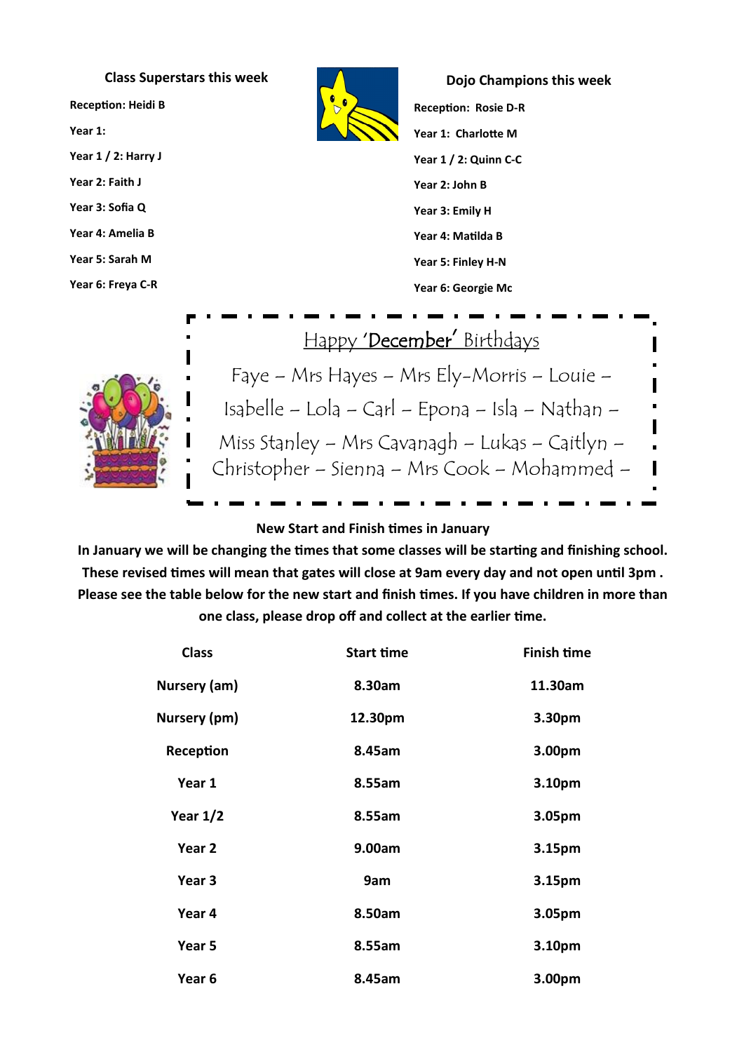### Class Superstars this week

**Reception: Heidi B**

**Year 1:**

**Year 1 / 2: Harry J**

**Year 2: Faith J**

**Year 3: Sofia Q**

**Year 4: Amelia B**

**Year 5: Sarah M**

**Year 6: Freya C-R**

### Dojo Champions this week

**Reception: Rosie D-R**

**Year 1: Charlotte M**

**Year 1 / 2: Quinn C-C**

**Year 2: John B**

**Year 3: Emily H**

**Year 4: Matilda B**

**Year 5: Finley H-N**

**Year 6: Georgie Mc**

## Happy 'December' Birthdays

Faye – Mrs Hayes – Mrs Ely-Morris – Louie – Isabelle – Lola – Carl – Epona – Isla – Nathan – Miss Stanley – Mrs Cavanagh – Lukas – Caitlyn – Christopher – Sienna – Mrs Cook – Mohammed –

### New Start and Finish times in January

**In January we will be changing the times that some classes will be starting and finishing school. These revised times will mean that gates will close at 9am every day and not open until 3pm . Please see the table below for the new start and finish times. If you have children in more than one class, please drop off and collect at the earlier time.**

| Class | Start time | Finish time |
|---|---|---|
| Nursery (am) | 8.30am | 11.30am |
| Nursery (pm) | 12.30pm | 3.30pm |
| Reception | 8.45am | 3.00pm |
| Year 1 | 8.55am | 3.10pm |
| Year 1/2 | 8.55am | 3.05pm |
| Year 2 | 9.00am | 3.15pm |
| Year 3 | 9am | 3.15pm |
| Year 4 | 8.50am | 3.05pm |
| Year 5 | 8.55am | 3.10pm |
| Year 6 | 8.45am | 3.00pm |